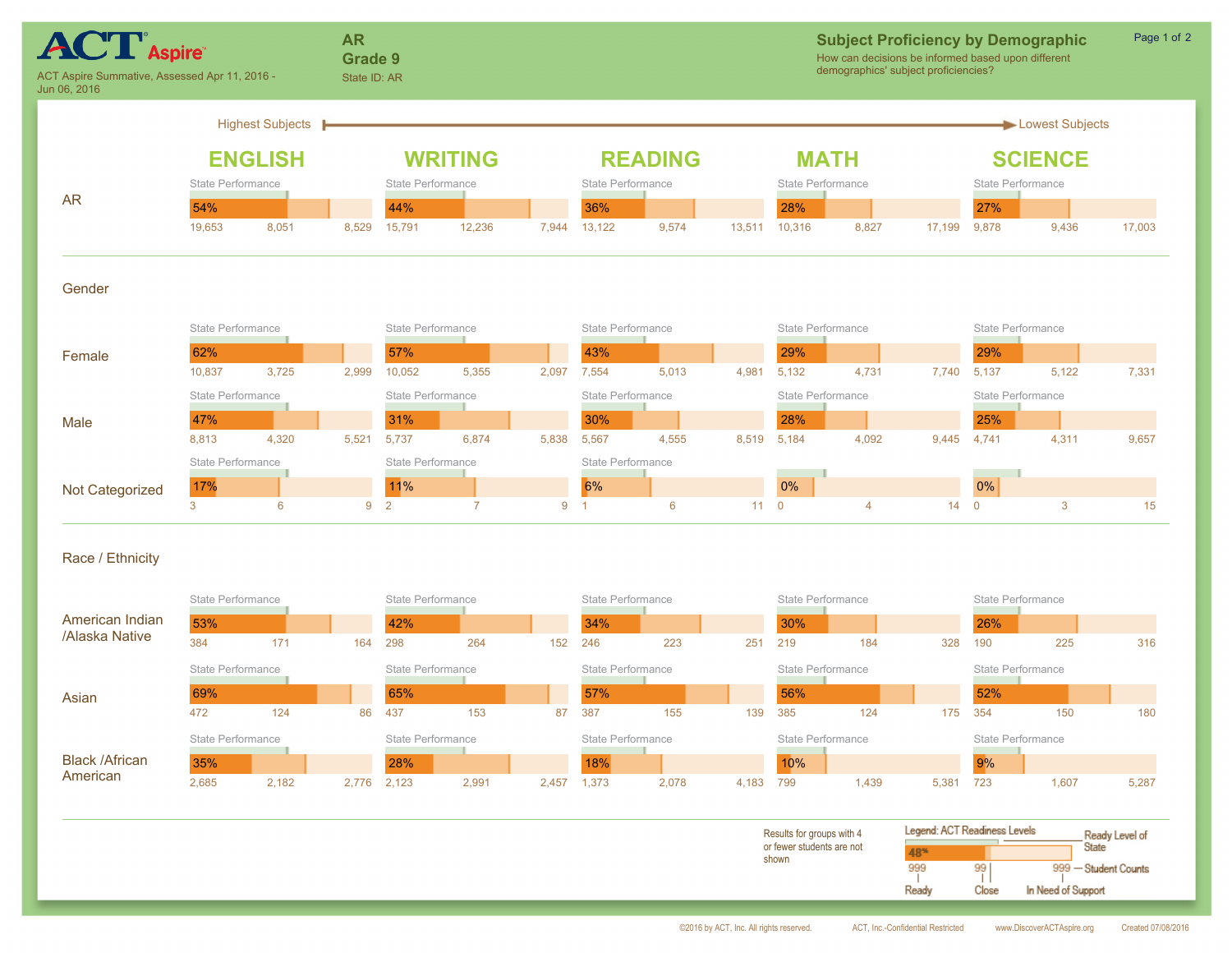# ACT Aspire

ACT Aspire Summative, Assessed Apr 11, 2016 - Jun 06, 2016

**AR**
**Grade 9**
State ID: AR

## Subject Proficiency by Demographic

How can decisions be informed based upon different demographics' subject proficiencies?

Highest Subjects → Lowest Subjects

| Group | ENGLISH % Ready | ENGLISH Ready | ENGLISH Close | ENGLISH In Need of Support | WRITING % Ready | WRITING Ready | WRITING Close | WRITING In Need of Support | READING % Ready | READING Ready | READING Close | READING In Need of Support | MATH % Ready | MATH Ready | MATH Close | MATH In Need of Support | SCIENCE % Ready | SCIENCE Ready | SCIENCE Close | SCIENCE In Need of Support |
|---|---|---|---|---|---|---|---|---|---|---|---|---|---|---|---|---|---|---|---|---|
| AR | 54% | 19,653 | 8,051 | 8,529 | 44% | 15,791 | 12,236 | 7,944 | 36% | 13,122 | 9,574 | 13,511 | 28% | 10,316 | 8,827 | 17,199 | 27% | 9,878 | 9,436 | 17,003 |
| **Gender** | | | | | | | | | | | | | | | | | | | | |
| Female | 62% | 10,837 | 3,725 | 2,999 | 57% | 10,052 | 5,355 | 2,097 | 43% | 7,554 | 5,013 | 4,981 | 29% | 5,132 | 4,731 | 7,740 | 29% | 5,137 | 5,122 | 7,331 |
| Male | 47% | 8,813 | 4,320 | 5,521 | 31% | 5,737 | 6,874 | 5,838 | 30% | 5,567 | 4,555 | 8,519 | 28% | 5,184 | 4,092 | 9,445 | 25% | 4,741 | 4,311 | 9,657 |
| Not Categorized | 17% | 3 | 6 | 9 | 11% | 2 | 7 | 9 | 6% | 1 | 6 | 11 | 0% | 0 | 4 | 14 | 0% | 0 | 3 | 15 |
| **Race / Ethnicity** | | | | | | | | | | | | | | | | | | | | |
| American Indian /Alaska Native | 53% | 384 | 171 | 164 | 42% | 298 | 264 | 152 | 34% | 246 | 223 | 251 | 30% | 219 | 184 | 328 | 26% | 190 | 225 | 316 |
| Asian | 69% | 472 | 124 | 86 | 65% | 437 | 153 | 87 | 57% | 387 | 155 | 139 | 56% | 385 | 124 | 175 | 52% | 354 | 150 | 180 |
| Black /African American | 35% | 2,685 | 2,182 | 2,776 | 28% | 2,123 | 2,991 | 2,457 | 18% | 1,373 | 2,078 | 4,183 | 10% | 799 | 1,439 | 5,381 | 9% | 723 | 1,607 | 5,287 |

Results for groups with 4 or fewer students are not shown

Legend: ACT Readiness Levels — Ready Level of State; Student Counts: Ready, Close, In Need of Support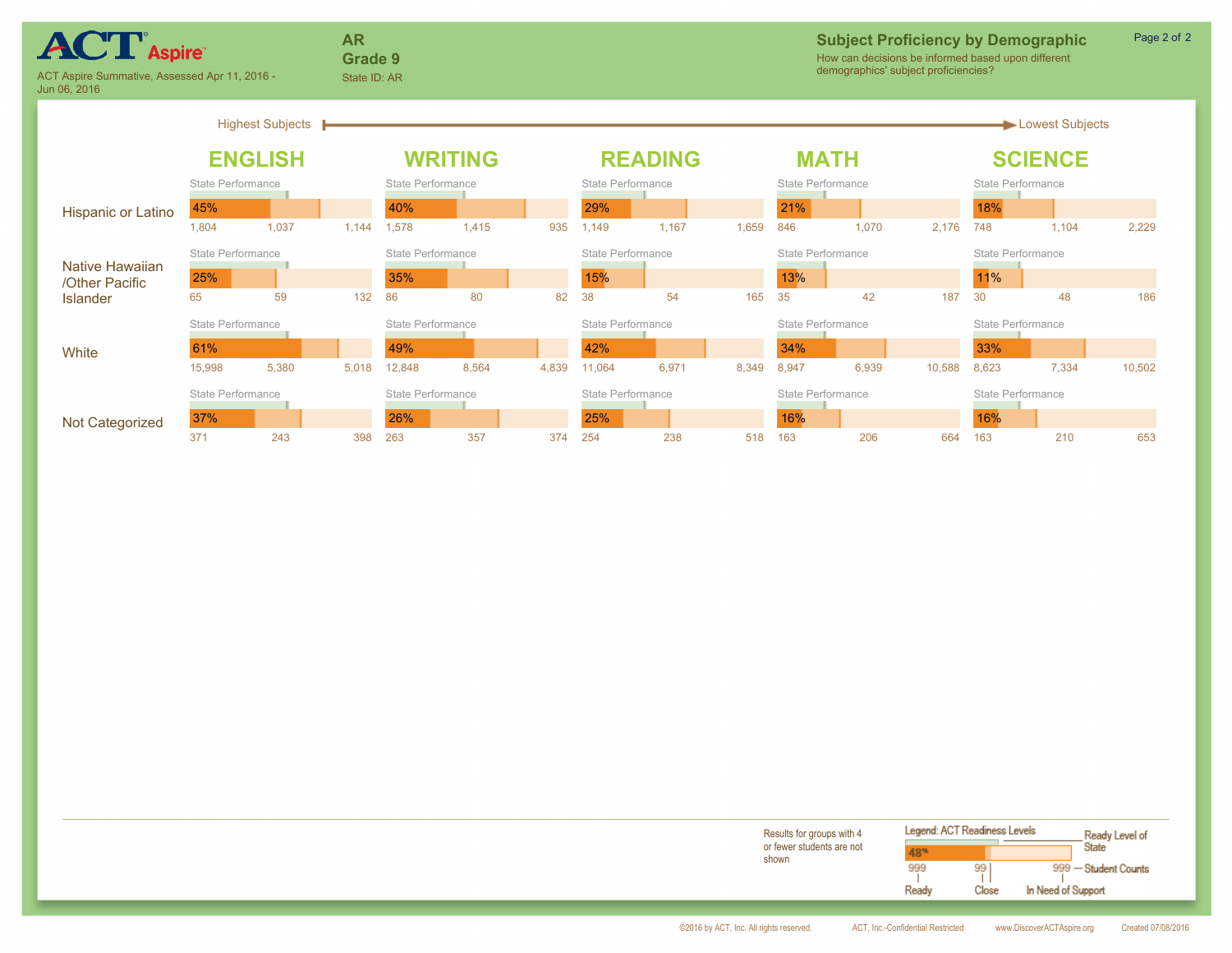ACT Aspire

ACT Aspire Summative, Assessed Apr 11, 2016 - Jun 06, 2016

**AR**
**Grade 9**
State ID: AR

## Subject Proficiency by Demographic

How can decisions be informed based upon different demographics' subject proficiencies?

Highest Subjects → Lowest Subjects

ENGLISH | WRITING | READING | MATH | SCIENCE

**Hispanic or Latino**

State Performance
45%
1,804 1,037 1,144

State Performance
40%
1,578 1,415 935

State Performance
29%
1,149 1,167 1,659

State Performance
21%
846 1,070 2,176

State Performance
18%
748 1,104 2,229

**Native Hawaiian /Other Pacific Islander**

State Performance
25%
65 59 132

State Performance
35%
86 80 82

State Performance
15%
38 54 165

State Performance
13%
35 42 187

State Performance
11%
30 48 186

**White**

State Performance
61%
15,998 5,380 5,018

State Performance
49%
12,848 8,564 4,839

State Performance
42%
11,064 6,971 8,349

State Performance
34%
8,947 6,939 10,588

State Performance
33%
8,623 7,334 10,502

**Not Categorized**

State Performance
37%
371 243 398

State Performance
26%
263 357 374

State Performance
25%
254 238 518

State Performance
16%
163 206 664

State Performance
16%
163 210 653

Results for groups with 4 or fewer students are not shown

Legend: ACT Readiness Levels
48%
999 99 999
Ready Close In Need of Support
Ready Level of State
Student Counts

©2016 by ACT, Inc. All rights reserved. ACT, Inc.-Confidential Restricted www.DiscoverACTAspire.org Created 07/08/2016